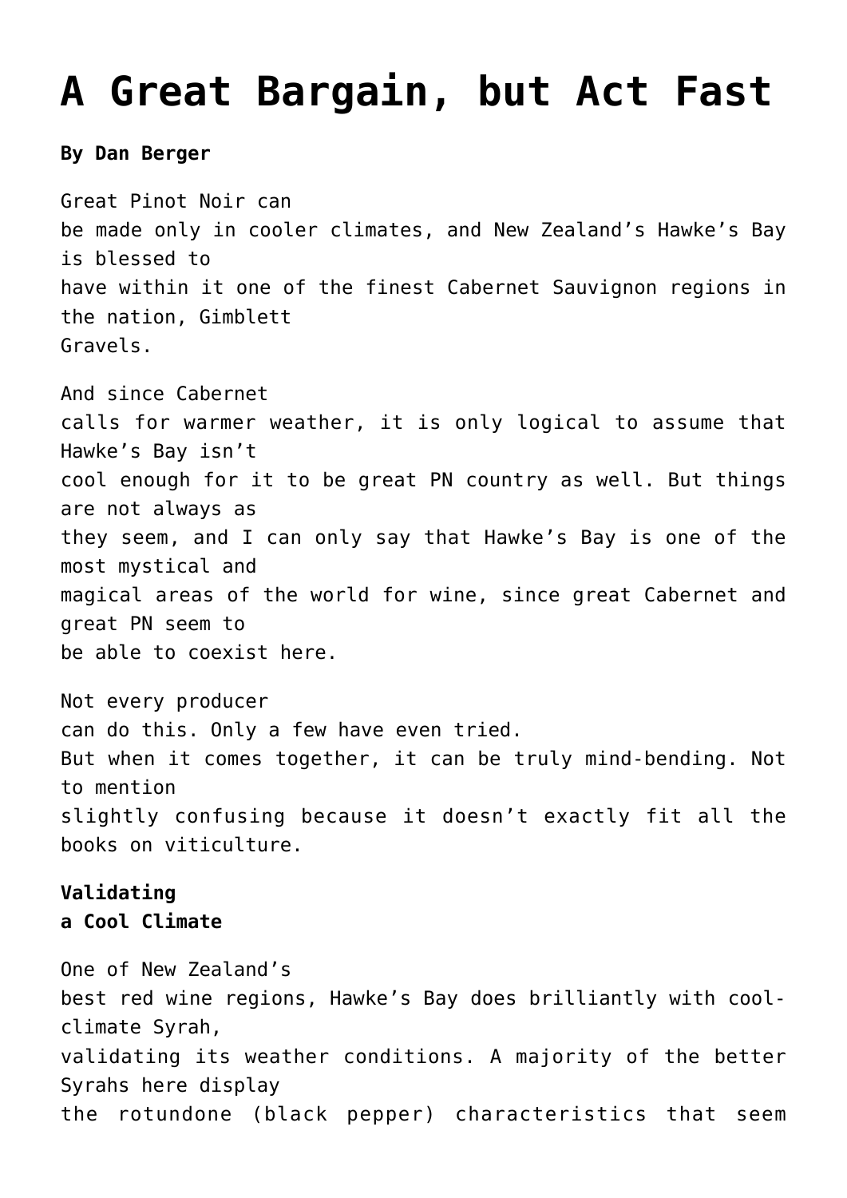# A Great Bargain, but Act Fast

**By Dan Berger**

Great Pinot Noir can be made only in cooler climates, and New Zealand's Hawke's Bay is blessed to have within it one of the finest Cabernet Sauvignon regions in the nation, Gimblett Gravels.

And since Cabernet calls for warmer weather, it is only logical to assume that Hawke's Bay isn't cool enough for it to be great PN country as well. But things are not always as they seem, and I can only say that Hawke's Bay is one of the most mystical and magical areas of the world for wine, since great Cabernet and great PN seem to be able to coexist here.

Not every producer can do this. Only a few have even tried. But when it comes together, it can be truly mind-bending. Not to mention slightly confusing because it doesn't exactly fit all the books on viticulture.

**Validating a Cool Climate**

One of New Zealand's best red wine regions, Hawke's Bay does brilliantly with cool-climate Syrah, validating its weather conditions. A majority of the better Syrahs here display the rotundone (black pepper) characteristics that seem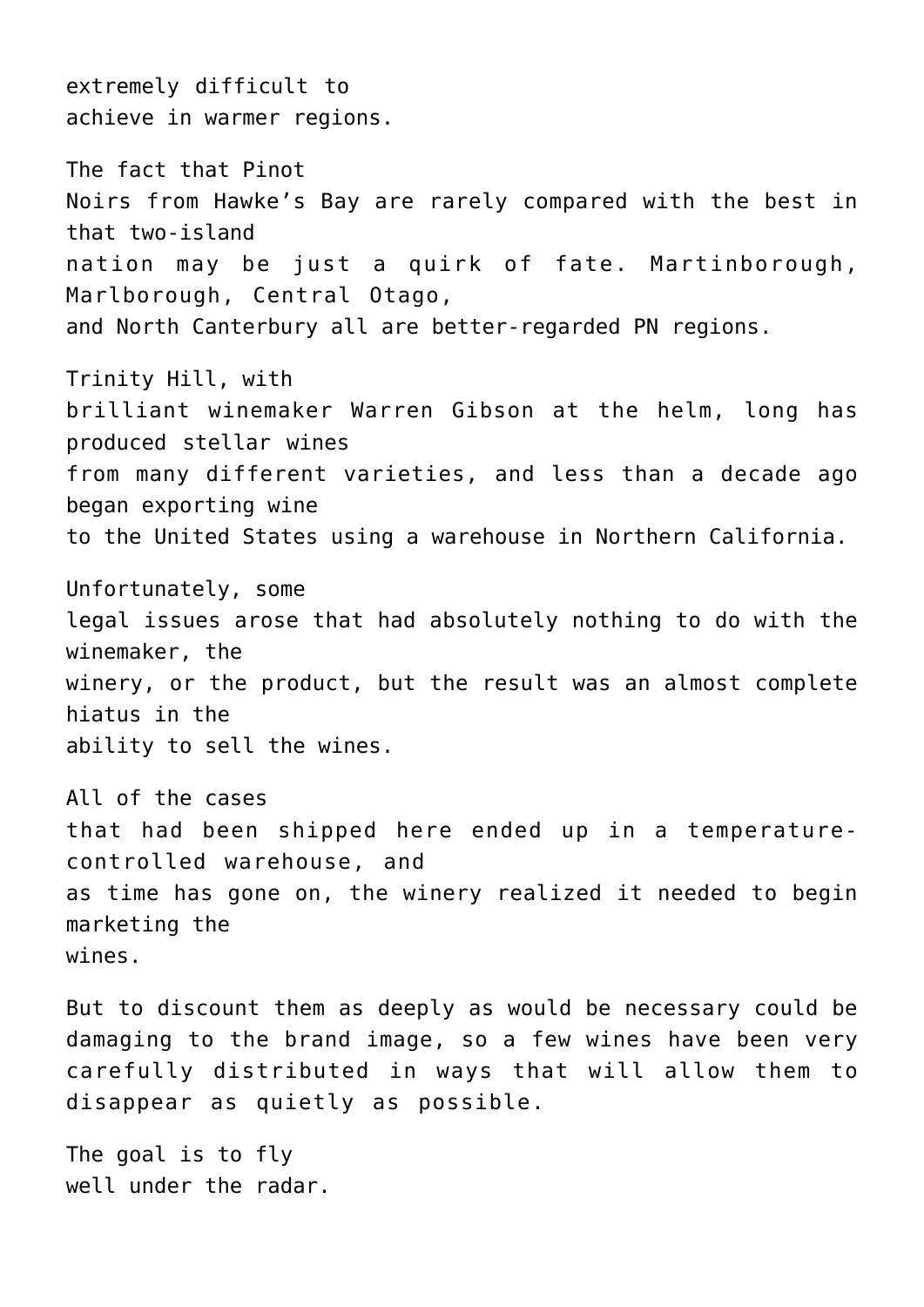extremely difficult to achieve in warmer regions.

The fact that Pinot Noirs from Hawke's Bay are rarely compared with the best in that two-island nation may be just a quirk of fate. Martinborough, Marlborough, Central Otago, and North Canterbury all are better-regarded PN regions.

Trinity Hill, with brilliant winemaker Warren Gibson at the helm, long has produced stellar wines from many different varieties, and less than a decade ago began exporting wine to the United States using a warehouse in Northern California.

Unfortunately, some legal issues arose that had absolutely nothing to do with the winemaker, the winery, or the product, but the result was an almost complete hiatus in the ability to sell the wines.

All of the cases that had been shipped here ended up in a temperature-controlled warehouse, and as time has gone on, the winery realized it needed to begin marketing the wines.

But to discount them as deeply as would be necessary could be damaging to the brand image, so a few wines have been very carefully distributed in ways that will allow them to disappear as quietly as possible.

The goal is to fly well under the radar.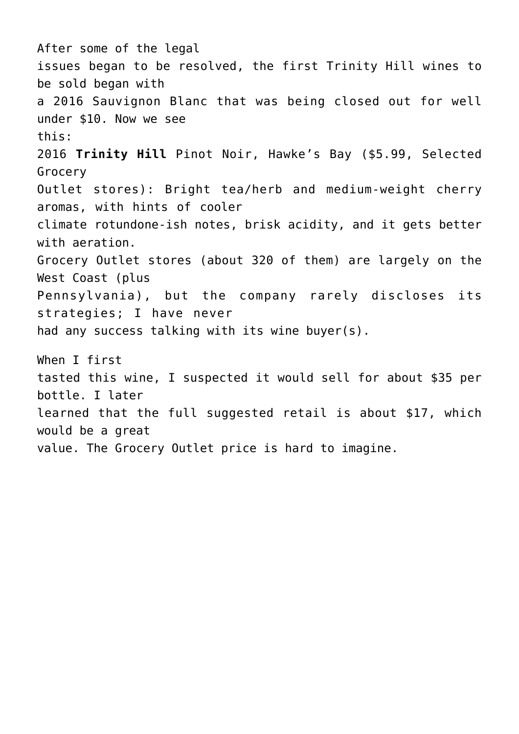After some of the legal issues began to be resolved, the first Trinity Hill wines to be sold began with a 2016 Sauvignon Blanc that was being closed out for well under $10. Now we see this:

2016 **Trinity Hill** Pinot Noir, Hawke's Bay ($5.99, Selected Grocery Outlet stores): Bright tea/herb and medium-weight cherry aromas, with hints of cooler climate rotundone-ish notes, brisk acidity, and it gets better with aeration.

Grocery Outlet stores (about 320 of them) are largely on the West Coast (plus Pennsylvania), but the company rarely discloses its strategies; I have never had any success talking with its wine buyer(s).

When I first tasted this wine, I suspected it would sell for about $35 per bottle. I later learned that the full suggested retail is about $17, which would be a great value. The Grocery Outlet price is hard to imagine.